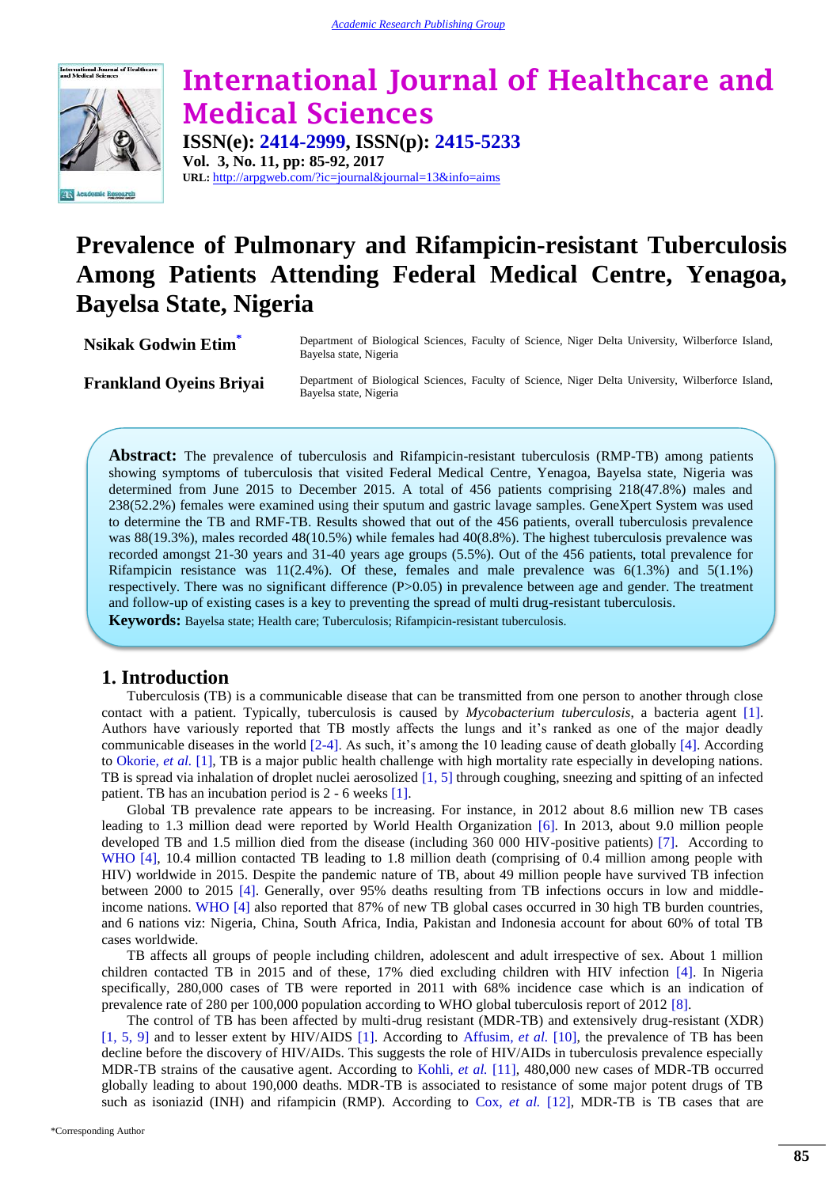# Prevalence of Pulmonary and Rifampicin-resistant Tuberculosis Among Patients Attending Federal Medical Centre, Yenagoa, Bayelsa State, Nigeria

**Nsikak Godwin Etim***

Department of Biological Sciences, Faculty of Science, Niger Delta University, Wilberforce Island, Bayelsa state, Nigeria

**Frankland Oyeins Briyai**

Department of Biological Sciences, Faculty of Science, Niger Delta University, Wilberforce Island, Bayelsa state, Nigeria

**Abstract:** The prevalence of tuberculosis and Rifampicin-resistant tuberculosis (RMP-TB) among patients showing symptoms of tuberculosis that visited Federal Medical Centre, Yenagoa, Bayelsa state, Nigeria was determined from June 2015 to December 2015. A total of 456 patients comprising 218(47.8%) males and 238(52.2%) females were examined using their sputum and gastric lavage samples. GeneXpert System was used to determine the TB and RMF-TB. Results showed that out of the 456 patients, overall tuberculosis prevalence was 88(19.3%), males recorded 48(10.5%) while females had 40(8.8%). The highest tuberculosis prevalence was recorded amongst 21-30 years and 31-40 years age groups (5.5%). Out of the 456 patients, total prevalence for Rifampicin resistance was 11(2.4%). Of these, females and male prevalence was 6(1.3%) and 5(1.1%) respectively. There was no significant difference (P>0.05) in prevalence between age and gender. The treatment and follow-up of existing cases is a key to preventing the spread of multi drug-resistant tuberculosis.

**Keywords:** Bayelsa state; Health care; Tuberculosis; Rifampicin-resistant tuberculosis.

## 1. Introduction

Tuberculosis (TB) is a communicable disease that can be transmitted from one person to another through close contact with a patient. Typically, tuberculosis is caused by *Mycobacterium tuberculosis*, a bacteria agent [1]. Authors have variously reported that TB mostly affects the lungs and it's ranked as one of the major deadly communicable diseases in the world [2-4]. As such, it's among the 10 leading cause of death globally [4]. According to Okorie, *et al.* [1], TB is a major public health challenge with high mortality rate especially in developing nations. TB is spread via inhalation of droplet nuclei aerosolized [1, 5] through coughing, sneezing and spitting of an infected patient. TB has an incubation period is 2 - 6 weeks [1].

Global TB prevalence rate appears to be increasing. For instance, in 2012 about 8.6 million new TB cases leading to 1.3 million dead were reported by World Health Organization [6]. In 2013, about 9.0 million people developed TB and 1.5 million died from the disease (including 360 000 HIV-positive patients) [7]. According to WHO [4], 10.4 million contacted TB leading to 1.8 million death (comprising of 0.4 million among people with HIV) worldwide in 2015. Despite the pandemic nature of TB, about 49 million people have survived TB infection between 2000 to 2015 [4]. Generally, over 95% deaths resulting from TB infections occurs in low and middle-income nations. WHO [4] also reported that 87% of new TB global cases occurred in 30 high TB burden countries, and 6 nations viz: Nigeria, China, South Africa, India, Pakistan and Indonesia account for about 60% of total TB cases worldwide.

TB affects all groups of people including children, adolescent and adult irrespective of sex. About 1 million children contacted TB in 2015 and of these, 17% died excluding children with HIV infection [4]. In Nigeria specifically, 280,000 cases of TB were reported in 2011 with 68% incidence case which is an indication of prevalence rate of 280 per 100,000 population according to WHO global tuberculosis report of 2012 [8].

The control of TB has been affected by multi-drug resistant (MDR-TB) and extensively drug-resistant (XDR) [1, 5, 9] and to lesser extent by HIV/AIDS [1]. According to Affusim, *et al.* [10], the prevalence of TB has been decline before the discovery of HIV/AIDs. This suggests the role of HIV/AIDs in tuberculosis prevalence especially MDR-TB strains of the causative agent. According to Kohli, *et al.* [11], 480,000 new cases of MDR-TB occurred globally leading to about 190,000 deaths. MDR-TB is associated to resistance of some major potent drugs of TB such as isoniazid (INH) and rifampicin (RMP). According to Cox, *et al.* [12], MDR-TB is TB cases that are

*Corresponding Author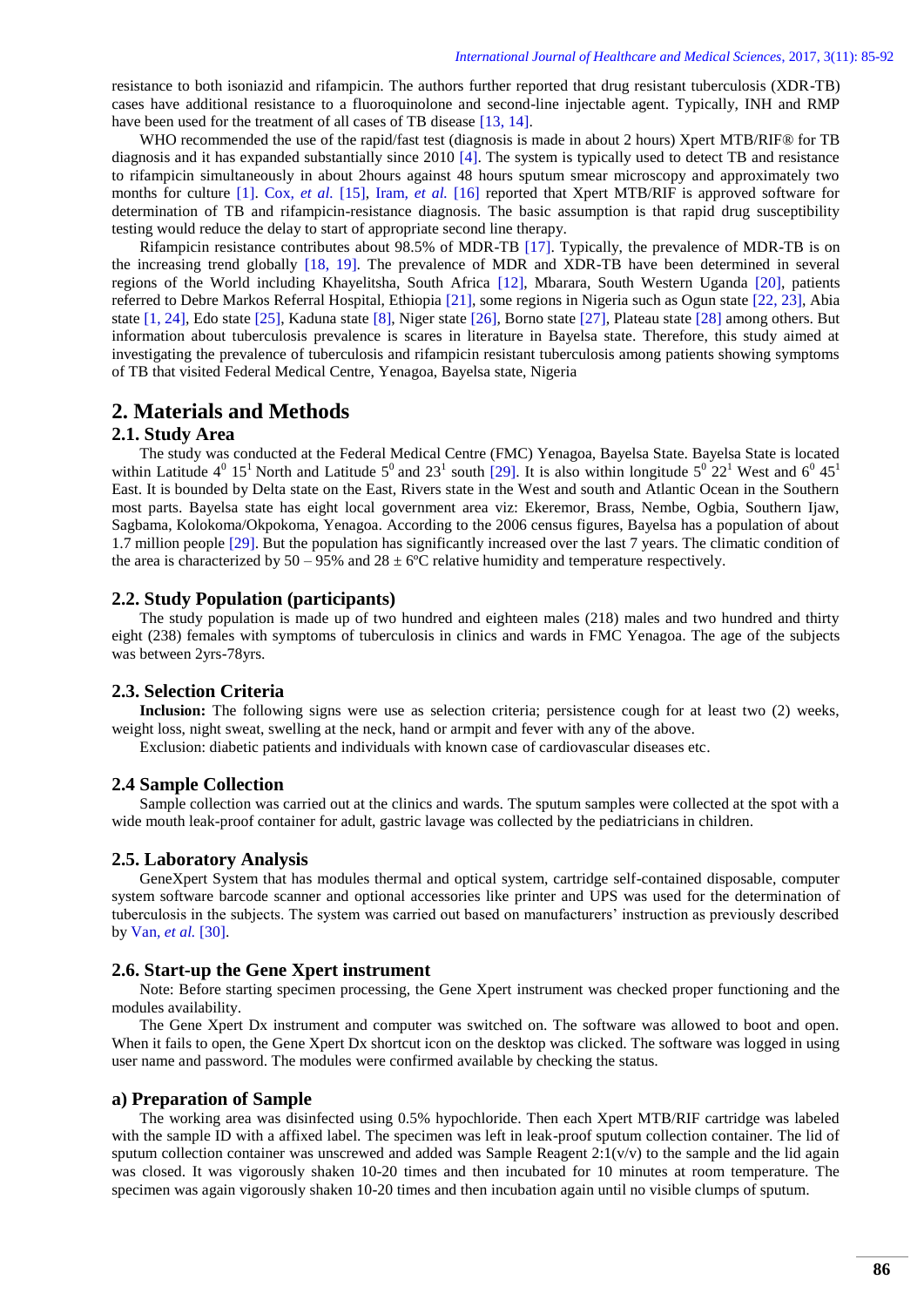resistance to both isoniazid and rifampicin. The authors further reported that drug resistant tuberculosis (XDR-TB) cases have additional resistance to a fluoroquinolone and second-line injectable agent. Typically, INH and RMP have been used for the treatment of all cases of TB disease [13, 14].

WHO recommended the use of the rapid/fast test (diagnosis is made in about 2 hours) Xpert MTB/RIF® for TB diagnosis and it has expanded substantially since 2010 [4]. The system is typically used to detect TB and resistance to rifampicin simultaneously in about 2hours against 48 hours sputum smear microscopy and approximately two months for culture [1]. Cox, *et al.* [15], Iram, *et al.* [16] reported that Xpert MTB/RIF is approved software for determination of TB and rifampicin-resistance diagnosis. The basic assumption is that rapid drug susceptibility testing would reduce the delay to start of appropriate second line therapy.

Rifampicin resistance contributes about 98.5% of MDR-TB [17]. Typically, the prevalence of MDR-TB is on the increasing trend globally [18, 19]. The prevalence of MDR and XDR-TB have been determined in several regions of the World including Khayelitsha, South Africa [12], Mbarara, South Western Uganda [20], patients referred to Debre Markos Referral Hospital, Ethiopia [21], some regions in Nigeria such as Ogun state [22, 23], Abia state [1, 24], Edo state [25], Kaduna state [8], Niger state [26], Borno state [27], Plateau state [28] among others. But information about tuberculosis prevalence is scares in literature in Bayelsa state. Therefore, this study aimed at investigating the prevalence of tuberculosis and rifampicin resistant tuberculosis among patients showing symptoms of TB that visited Federal Medical Centre, Yenagoa, Bayelsa state, Nigeria

## 2. Materials and Methods

### 2.1. Study Area

The study was conducted at the Federal Medical Centre (FMC) Yenagoa, Bayelsa State. Bayelsa State is located within Latitude $4^0$ $15^1$ North and Latitude $5^0$ and $23^1$ south [29]. It is also within longitude $5^0$ $22^1$ West and $6^0$ $45^1$ East. It is bounded by Delta state on the East, Rivers state in the West and south and Atlantic Ocean in the Southern most parts. Bayelsa state has eight local government area viz: Ekeremor, Brass, Nembe, Ogbia, Southern Ijaw, Sagbama, Kolokoma/Okpokoma, Yenagoa. According to the 2006 census figures, Bayelsa has a population of about 1.7 million people [29]. But the population has significantly increased over the last 7 years. The climatic condition of the area is characterized by 50 – 95% and 28 ± 6ºC relative humidity and temperature respectively.

### 2.2. Study Population (participants)

The study population is made up of two hundred and eighteen males (218) males and two hundred and thirty eight (238) females with symptoms of tuberculosis in clinics and wards in FMC Yenagoa. The age of the subjects was between 2yrs-78yrs.

### 2.3. Selection Criteria

**Inclusion:** The following signs were use as selection criteria; persistence cough for at least two (2) weeks, weight loss, night sweat, swelling at the neck, hand or armpit and fever with any of the above.

Exclusion: diabetic patients and individuals with known case of cardiovascular diseases etc.

### 2.4 Sample Collection

Sample collection was carried out at the clinics and wards. The sputum samples were collected at the spot with a wide mouth leak-proof container for adult, gastric lavage was collected by the pediatricians in children.

### 2.5. Laboratory Analysis

GeneXpert System that has modules thermal and optical system, cartridge self-contained disposable, computer system software barcode scanner and optional accessories like printer and UPS was used for the determination of tuberculosis in the subjects. The system was carried out based on manufacturers' instruction as previously described by Van, *et al.* [30].

### 2.6. Start-up the Gene Xpert instrument

Note: Before starting specimen processing, the Gene Xpert instrument was checked proper functioning and the modules availability.

The Gene Xpert Dx instrument and computer was switched on. The software was allowed to boot and open. When it fails to open, the Gene Xpert Dx shortcut icon on the desktop was clicked. The software was logged in using user name and password. The modules were confirmed available by checking the status.

### a) Preparation of Sample

The working area was disinfected using 0.5% hypochloride. Then each Xpert MTB/RIF cartridge was labeled with the sample ID with a affixed label. The specimen was left in leak-proof sputum collection container. The lid of sputum collection container was unscrewed and added was Sample Reagent 2:1(v/v) to the sample and the lid again was closed. It was vigorously shaken 10-20 times and then incubated for 10 minutes at room temperature. The specimen was again vigorously shaken 10-20 times and then incubation until no visible clumps of sputum.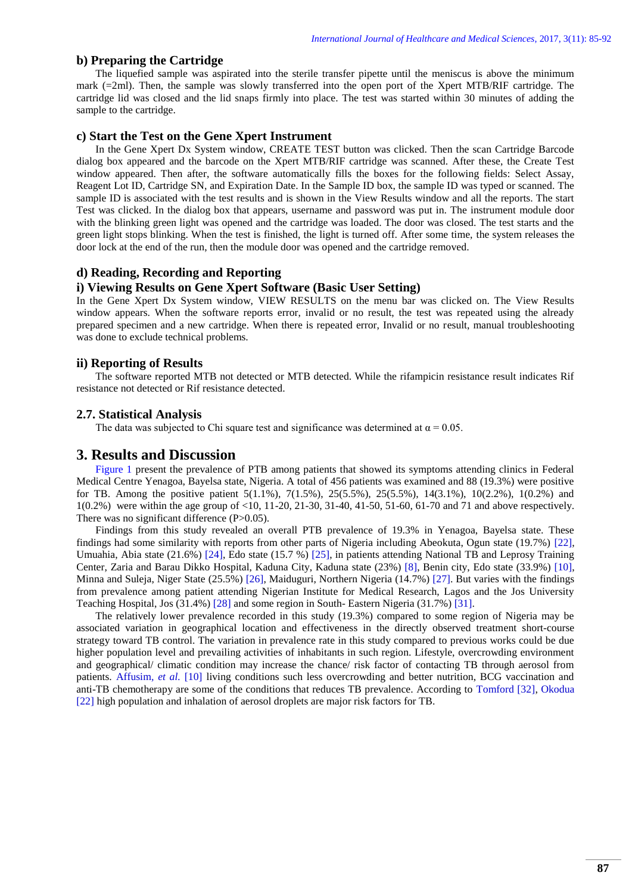### b) Preparing the Cartridge

The liquefied sample was aspirated into the sterile transfer pipette until the meniscus is above the minimum mark (=2ml). Then, the sample was slowly transferred into the open port of the Xpert MTB/RIF cartridge. The cartridge lid was closed and the lid snaps firmly into place. The test was started within 30 minutes of adding the sample to the cartridge.

### c) Start the Test on the Gene Xpert Instrument

In the Gene Xpert Dx System window, CREATE TEST button was clicked. Then the scan Cartridge Barcode dialog box appeared and the barcode on the Xpert MTB/RIF cartridge was scanned. After these, the Create Test window appeared. Then after, the software automatically fills the boxes for the following fields: Select Assay, Reagent Lot ID, Cartridge SN, and Expiration Date. In the Sample ID box, the sample ID was typed or scanned. The sample ID is associated with the test results and is shown in the View Results window and all the reports. The start Test was clicked. In the dialog box that appears, username and password was put in. The instrument module door with the blinking green light was opened and the cartridge was loaded. The door was closed. The test starts and the green light stops blinking. When the test is finished, the light is turned off. After some time, the system releases the door lock at the end of the run, then the module door was opened and the cartridge removed.

### d) Reading, Recording and Reporting

### i) Viewing Results on Gene Xpert Software (Basic User Setting)

In the Gene Xpert Dx System window, VIEW RESULTS on the menu bar was clicked on. The View Results window appears. When the software reports error, invalid or no result, the test was repeated using the already prepared specimen and a new cartridge. When there is repeated error, Invalid or no result, manual troubleshooting was done to exclude technical problems.

### ii) Reporting of Results

The software reported MTB not detected or MTB detected. While the rifampicin resistance result indicates Rif resistance not detected or Rif resistance detected.

## 2.7. Statistical Analysis

The data was subjected to Chi square test and significance was determined at $\alpha = 0.05$.

# 3. Results and Discussion

Figure 1 present the prevalence of PTB among patients that showed its symptoms attending clinics in Federal Medical Centre Yenagoa, Bayelsa state, Nigeria. A total of 456 patients was examined and 88 (19.3%) were positive for TB. Among the positive patient 5(1.1%), 7(1.5%), 25(5.5%), 25(5.5%), 14(3.1%), 10(2.2%), 1(0.2%) and 1(0.2%) were within the age group of <10, 11-20, 21-30, 31-40, 41-50, 51-60, 61-70 and 71 and above respectively. There was no significant difference ($P>0.05$).

Findings from this study revealed an overall PTB prevalence of 19.3% in Yenagoa, Bayelsa state. These findings had some similarity with reports from other parts of Nigeria including Abeokuta, Ogun state (19.7%) [22], Umuahia, Abia state (21.6%) [24], Edo state (15.7 %) [25], in patients attending National TB and Leprosy Training Center, Zaria and Barau Dikko Hospital, Kaduna City, Kaduna state (23%) [8], Benin city, Edo state (33.9%) [10], Minna and Suleja, Niger State (25.5%) [26], Maiduguri, Northern Nigeria (14.7%) [27]. But varies with the findings from prevalence among patient attending Nigerian Institute for Medical Research, Lagos and the Jos University Teaching Hospital, Jos (31.4%) [28] and some region in South- Eastern Nigeria (31.7%) [31].

The relatively lower prevalence recorded in this study (19.3%) compared to some region of Nigeria may be associated variation in geographical location and effectiveness in the directly observed treatment short-course strategy toward TB control. The variation in prevalence rate in this study compared to previous works could be due higher population level and prevailing activities of inhabitants in such region. Lifestyle, overcrowding environment and geographical/ climatic condition may increase the chance/ risk factor of contacting TB through aerosol from patients. Affusim, *et al.* [10] living conditions such less overcrowding and better nutrition, BCG vaccination and anti-TB chemotherapy are some of the conditions that reduces TB prevalence. According to Tomford [32], Okodua [22] high population and inhalation of aerosol droplets are major risk factors for TB.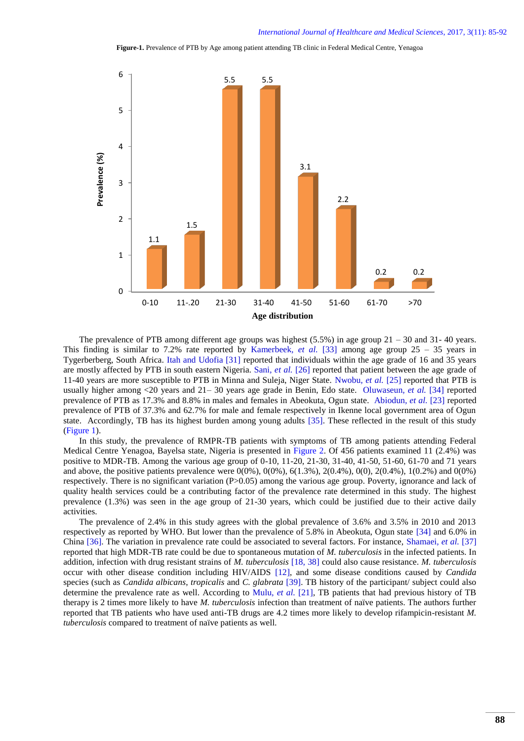**Figure-1.** Prevalence of PTB by Age among patient attending TB clinic in Federal Medical Centre, Yenagoa

The prevalence of PTB among different age groups was highest (5.5%) in age group 21 – 30 and 31- 40 years. This finding is similar to 7.2% rate reported by Kamerbeek, *et al.* [33] among age group 25 – 35 years in Tygerberberg, South Africa. Itah and Udofia [31] reported that individuals within the age grade of 16 and 35 years are mostly affected by PTB in south eastern Nigeria. Sani, *et al.* [26] reported that patient between the age grade of 11-40 years are more susceptible to PTB in Minna and Suleja, Niger State. Nwobu, *et al.* [25] reported that PTB is usually higher among <20 years and 21– 30 years age grade in Benin, Edo state. Oluwaseun, *et al.* [34] reported prevalence of PTB as 17.3% and 8.8% in males and females in Abeokuta, Ogun state. Abiodun, *et al.* [23] reported prevalence of PTB of 37.3% and 62.7% for male and female respectively in Ikenne local government area of Ogun state. Accordingly, TB has its highest burden among young adults [35]. These reflected in the result of this study (Figure 1).

In this study, the prevalence of RMPR-TB patients with symptoms of TB among patients attending Federal Medical Centre Yenagoa, Bayelsa state, Nigeria is presented in Figure 2. Of 456 patients examined 11 (2.4%) was positive to MDR-TB. Among the various age group of 0-10, 11-20, 21-30, 31-40, 41-50, 51-60, 61-70 and 71 years and above, the positive patients prevalence were 0(0%), 0(0%), 6(1.3%), 2(0.4%), 0(0), 2(0.4%), 1(0.2%) and 0(0%) respectively. There is no significant variation (P>0.05) among the various age group. Poverty, ignorance and lack of quality health services could be a contributing factor of the prevalence rate determined in this study. The highest prevalence (1.3%) was seen in the age group of 21-30 years, which could be justified due to their active daily activities.

The prevalence of 2.4% in this study agrees with the global prevalence of 3.6% and 3.5% in 2010 and 2013 respectively as reported by WHO. But lower than the prevalence of 5.8% in Abeokuta, Ogun state [34] and 6.0% in China [36]. The variation in prevalence rate could be associated to several factors. For instance, Shamaei, *et al.* [37] reported that high MDR-TB rate could be due to spontaneous mutation of *M. tuberculosis* in the infected patients. In addition, infection with drug resistant strains of *M. tuberculosis* [18, 38] could also cause resistance. *M. tuberculosis* occur with other disease condition including HIV/AIDS [12], and some disease conditions caused by *Candida* species (such as *Candida albicans*, *tropicalis* and *C. glabrata* [39]. TB history of the participant/ subject could also determine the prevalence rate as well. According to Mulu, *et al.* [21], TB patients that had previous history of TB therapy is 2 times more likely to have *M. tuberculosis* infection than treatment of naïve patients. The authors further reported that TB patients who have used anti-TB drugs are 4.2 times more likely to develop rifampicin-resistant *M. tuberculosis* compared to treatment of naïve patients as well.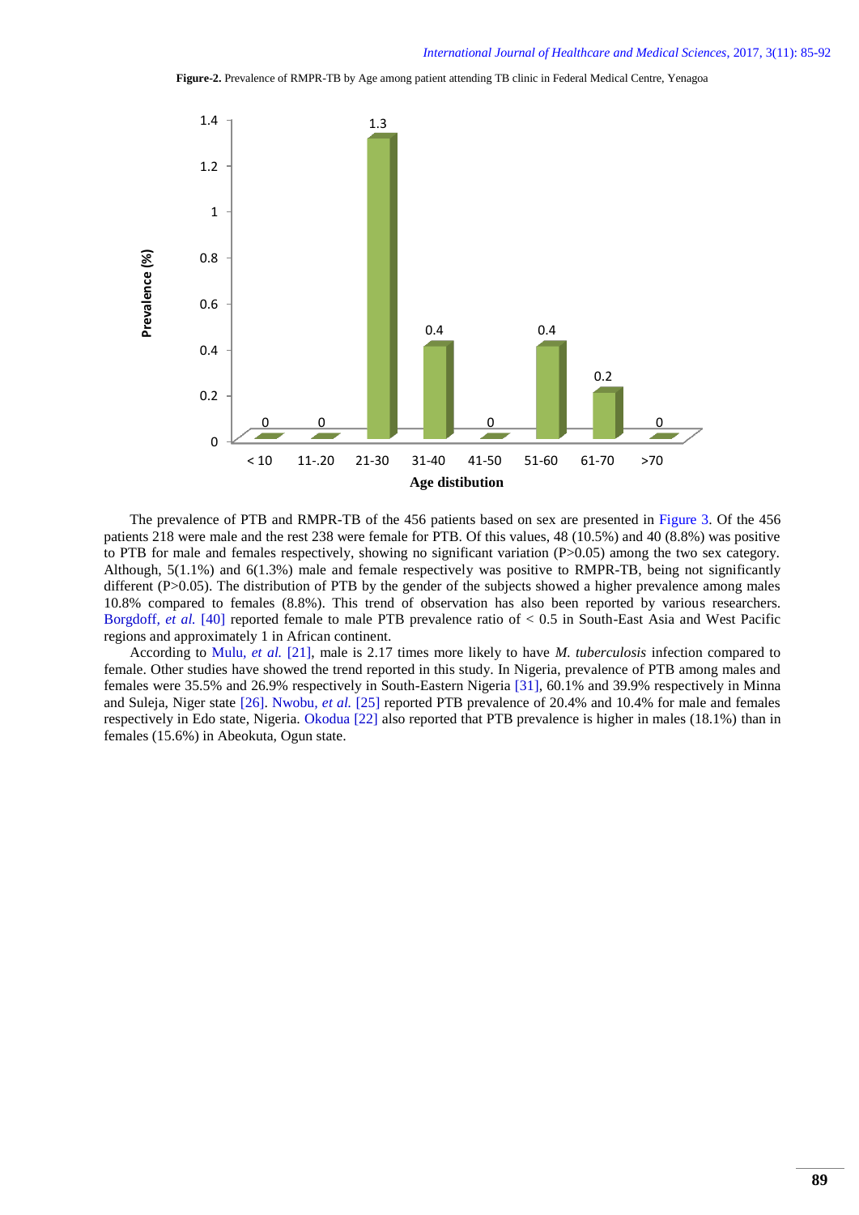**Figure-2.** Prevalence of RMPR-TB by Age among patient attending TB clinic in Federal Medical Centre, Yenagoa

| Age distibution | Prevalence (%) |
|---|---|
| < 10 | 0 |
| 11-.20 | 0 |
| 21-30 | 1.3 |
| 31-40 | 0.4 |
| 41-50 | 0 |
| 51-60 | 0.4 |
| 61-70 | 0.2 |
| >70 | 0 |

The prevalence of PTB and RMPR-TB of the 456 patients based on sex are presented in Figure 3. Of the 456 patients 218 were male and the rest 238 were female for PTB. Of this values, 48 (10.5%) and 40 (8.8%) was positive to PTB for male and females respectively, showing no significant variation (P>0.05) among the two sex category. Although, 5(1.1%) and 6(1.3%) male and female respectively was positive to RMPR-TB, being not significantly different (P>0.05). The distribution of PTB by the gender of the subjects showed a higher prevalence among males 10.8% compared to females (8.8%). This trend of observation has also been reported by various researchers. Borgdoff, *et al.* [40] reported female to male PTB prevalence ratio of < 0.5 in South-East Asia and West Pacific regions and approximately 1 in African continent.

According to Mulu, *et al.* [21], male is 2.17 times more likely to have *M. tuberculosis* infection compared to female. Other studies have showed the trend reported in this study. In Nigeria, prevalence of PTB among males and females were 35.5% and 26.9% respectively in South-Eastern Nigeria [31], 60.1% and 39.9% respectively in Minna and Suleja, Niger state [26]. Nwobu, *et al.* [25] reported PTB prevalence of 20.4% and 10.4% for male and females respectively in Edo state, Nigeria. Okodua [22] also reported that PTB prevalence is higher in males (18.1%) than in females (15.6%) in Abeokuta, Ogun state.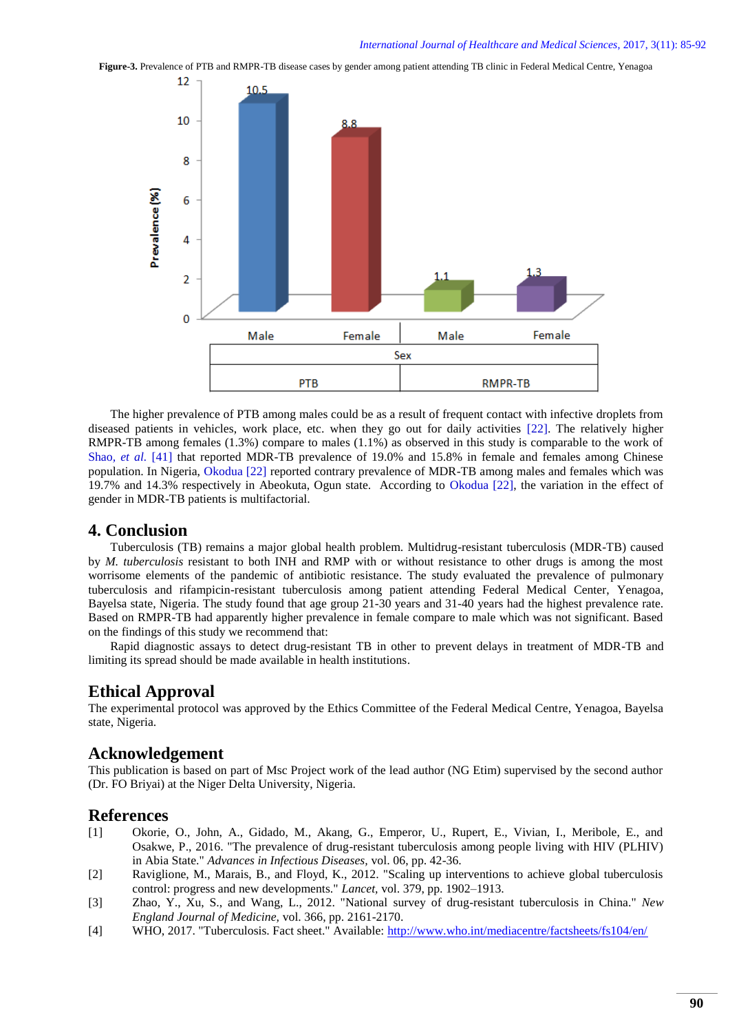**Figure-3.** Prevalence of PTB and RMPR-TB disease cases by gender among patient attending TB clinic in Federal Medical Centre, Yenagoa

The higher prevalence of PTB among males could be as a result of frequent contact with infective droplets from diseased patients in vehicles, work place, etc. when they go out for daily activities [22]. The relatively higher RMPR-TB among females (1.3%) compare to males (1.1%) as observed in this study is comparable to the work of Shao, *et al.* [41] that reported MDR-TB prevalence of 19.0% and 15.8% in female and females among Chinese population. In Nigeria, Okodua [22] reported contrary prevalence of MDR-TB among males and females which was 19.7% and 14.3% respectively in Abeokuta, Ogun state. According to Okodua [22], the variation in the effect of gender in MDR-TB patients is multifactorial.

## 4. Conclusion

Tuberculosis (TB) remains a major global health problem. Multidrug-resistant tuberculosis (MDR-TB) caused by *M. tuberculosis* resistant to both INH and RMP with or without resistance to other drugs is among the most worrisome elements of the pandemic of antibiotic resistance. The study evaluated the prevalence of pulmonary tuberculosis and rifampicin-resistant tuberculosis among patient attending Federal Medical Center, Yenagoa, Bayelsa state, Nigeria. The study found that age group 21-30 years and 31-40 years had the highest prevalence rate. Based on RMPR-TB had apparently higher prevalence in female compare to male which was not significant. Based on the findings of this study we recommend that:

Rapid diagnostic assays to detect drug-resistant TB in other to prevent delays in treatment of MDR-TB and limiting its spread should be made available in health institutions.

## Ethical Approval

The experimental protocol was approved by the Ethics Committee of the Federal Medical Centre, Yenagoa, Bayelsa state, Nigeria.

## Acknowledgement

This publication is based on part of Msc Project work of the lead author (NG Etim) supervised by the second author (Dr. FO Briyai) at the Niger Delta University, Nigeria.

## References

[1] Okorie, O., John, A., Gidado, M., Akang, G., Emperor, U., Rupert, E., Vivian, I., Meribole, E., and Osakwe, P., 2016. "The prevalence of drug-resistant tuberculosis among people living with HIV (PLHIV) in Abia State." *Advances in Infectious Diseases*, vol. 06, pp. 42-36.

[2] Raviglione, M., Marais, B., and Floyd, K., 2012. "Scaling up interventions to achieve global tuberculosis control: progress and new developments." *Lancet*, vol. 379, pp. 1902–1913.

[3] Zhao, Y., Xu, S., and Wang, L., 2012. "National survey of drug-resistant tuberculosis in China." *New England Journal of Medicine*, vol. 366, pp. 2161-2170.

[4] WHO, 2017. "Tuberculosis. Fact sheet." Available: http://www.who.int/mediacentre/factsheets/fs104/en/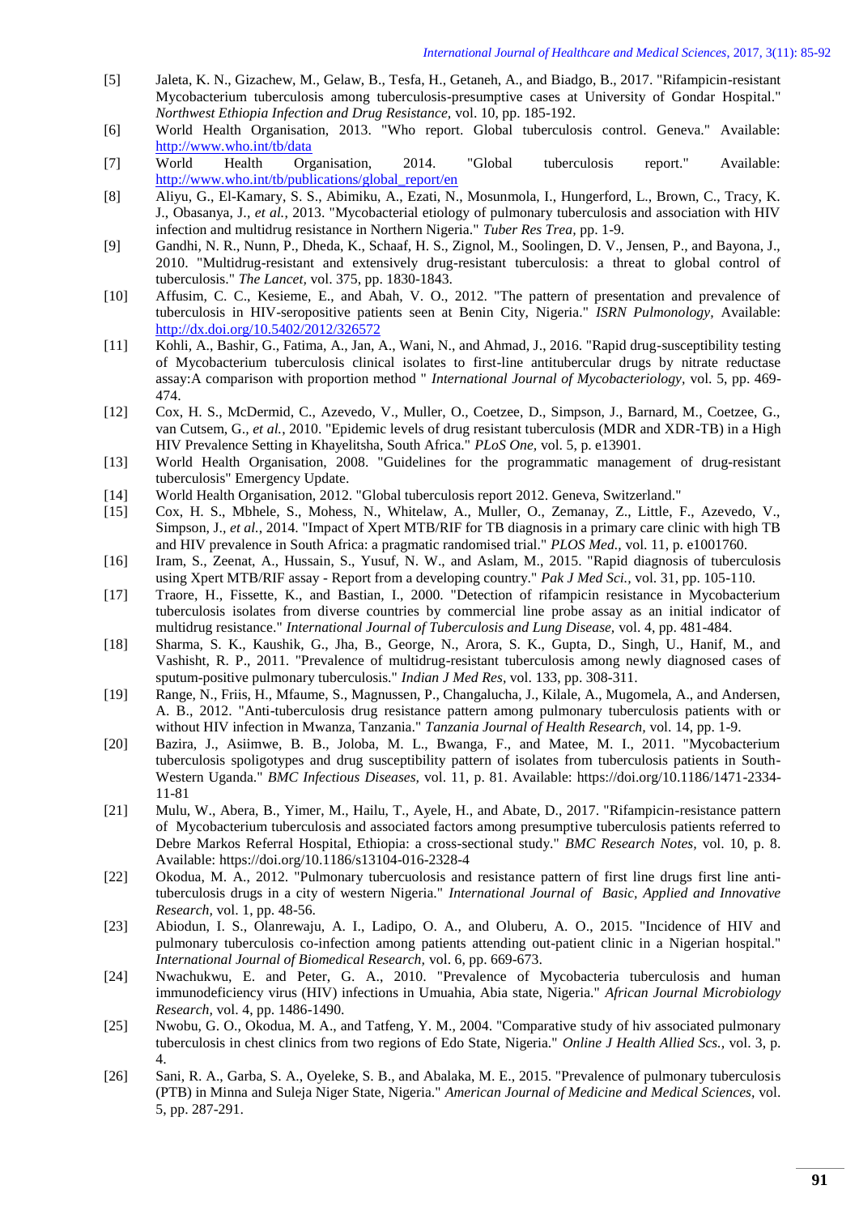[5] Jaleta, K. N., Gizachew, M., Gelaw, B., Tesfa, H., Getaneh, A., and Biadgo, B., 2017. "Rifampicin-resistant Mycobacterium tuberculosis among tuberculosis-presumptive cases at University of Gondar Hospital." *Northwest Ethiopia Infection and Drug Resistance,* vol. 10, pp. 185-192.

[6] World Health Organisation, 2013. "Who report. Global tuberculosis control. Geneva." Available: http://www.who.int/tb/data

[7] World Health Organisation, 2014. "Global tuberculosis report." Available: http://www.who.int/tb/publications/global_report/en

[8] Aliyu, G., El-Kamary, S. S., Abimiku, A., Ezati, N., Mosunmola, I., Hungerford, L., Brown, C., Tracy, K. J., Obasanya, J., *et al.*, 2013. "Mycobacterial etiology of pulmonary tuberculosis and association with HIV infection and multidrug resistance in Northern Nigeria." *Tuber Res Trea,* pp. 1-9.

[9] Gandhi, N. R., Nunn, P., Dheda, K., Schaaf, H. S., Zignol, M., Soolingen, D. V., Jensen, P., and Bayona, J., 2010. "Multidrug-resistant and extensively drug-resistant tuberculosis: a threat to global control of tuberculosis." *The Lancet,* vol. 375, pp. 1830-1843.

[10] Affusim, C. C., Kesieme, E., and Abah, V. O., 2012. "The pattern of presentation and prevalence of tuberculosis in HIV-seropositive patients seen at Benin City, Nigeria." *ISRN Pulmonology,* Available: http://dx.doi.org/10.5402/2012/326572

[11] Kohli, A., Bashir, G., Fatima, A., Jan, A., Wani, N., and Ahmad, J., 2016. "Rapid drug-susceptibility testing of Mycobacterium tuberculosis clinical isolates to first-line antitubercular drugs by nitrate reductase assay:A comparison with proportion method " *International Journal of Mycobacteriology,* vol. 5, pp. 469-474.

[12] Cox, H. S., McDermid, C., Azevedo, V., Muller, O., Coetzee, D., Simpson, J., Barnard, M., Coetzee, G., van Cutsem, G., *et al.*, 2010. "Epidemic levels of drug resistant tuberculosis (MDR and XDR-TB) in a High HIV Prevalence Setting in Khayelitsha, South Africa." *PLoS One,* vol. 5, p. e13901.

[13] World Health Organisation, 2008. "Guidelines for the programmatic management of drug-resistant tuberculosis" Emergency Update.

[14] World Health Organisation, 2012. "Global tuberculosis report 2012. Geneva, Switzerland."

[15] Cox, H. S., Mbhele, S., Mohess, N., Whitelaw, A., Muller, O., Zemanay, Z., Little, F., Azevedo, V., Simpson, J., *et al.*, 2014. "Impact of Xpert MTB/RIF for TB diagnosis in a primary care clinic with high TB and HIV prevalence in South Africa: a pragmatic randomised trial." *PLOS Med.,* vol. 11, p. e1001760.

[16] Iram, S., Zeenat, A., Hussain, S., Yusuf, N. W., and Aslam, M., 2015. "Rapid diagnosis of tuberculosis using Xpert MTB/RIF assay - Report from a developing country." *Pak J Med Sci.,* vol. 31, pp. 105-110.

[17] Traore, H., Fissette, K., and Bastian, I., 2000. "Detection of rifampicin resistance in Mycobacterium tuberculosis isolates from diverse countries by commercial line probe assay as an initial indicator of multidrug resistance." *International Journal of Tuberculosis and Lung Disease,* vol. 4, pp. 481-484.

[18] Sharma, S. K., Kaushik, G., Jha, B., George, N., Arora, S. K., Gupta, D., Singh, U., Hanif, M., and Vashisht, R. P., 2011. "Prevalence of multidrug-resistant tuberculosis among newly diagnosed cases of sputum-positive pulmonary tuberculosis." *Indian J Med Res,* vol. 133, pp. 308-311.

[19] Range, N., Friis, H., Mfaume, S., Magnussen, P., Changalucha, J., Kilale, A., Mugomela, A., and Andersen, A. B., 2012. "Anti-tuberculosis drug resistance pattern among pulmonary tuberculosis patients with or without HIV infection in Mwanza, Tanzania." *Tanzania Journal of Health Research,* vol. 14, pp. 1-9.

[20] Bazira, J., Asiimwe, B. B., Joloba, M. L., Bwanga, F., and Matee, M. I., 2011. "Mycobacterium tuberculosis spoligotypes and drug susceptibility pattern of isolates from tuberculosis patients in South-Western Uganda." *BMC Infectious Diseases,* vol. 11, p. 81. Available: https://doi.org/10.1186/1471-2334-11-81

[21] Mulu, W., Abera, B., Yimer, M., Hailu, T., Ayele, H., and Abate, D., 2017. "Rifampicin-resistance pattern of Mycobacterium tuberculosis and associated factors among presumptive tuberculosis patients referred to Debre Markos Referral Hospital, Ethiopia: a cross-sectional study." *BMC Research Notes,* vol. 10, p. 8. Available: https://doi.org/10.1186/s13104-016-2328-4

[22] Okodua, M. A., 2012. "Pulmonary tubercuolosis and resistance pattern of first line drugs first line anti-tuberculosis drugs in a city of western Nigeria." *International Journal of Basic, Applied and Innovative Research,* vol. 1, pp. 48-56.

[23] Abiodun, I. S., Olanrewaju, A. I., Ladipo, O. A., and Oluberu, A. O., 2015. "Incidence of HIV and pulmonary tuberculosis co-infection among patients attending out-patient clinic in a Nigerian hospital." *International Journal of Biomedical Research,* vol. 6, pp. 669-673.

[24] Nwachukwu, E. and Peter, G. A., 2010. "Prevalence of Mycobacteria tuberculosis and human immunodeficiency virus (HIV) infections in Umuahia, Abia state, Nigeria." *African Journal Microbiology Research,* vol. 4, pp. 1486-1490.

[25] Nwobu, G. O., Okodua, M. A., and Tatfeng, Y. M., 2004. "Comparative study of hiv associated pulmonary tuberculosis in chest clinics from two regions of Edo State, Nigeria." *Online J Health Allied Scs.,* vol. 3, p. 4.

[26] Sani, R. A., Garba, S. A., Oyeleke, S. B., and Abalaka, M. E., 2015. "Prevalence of pulmonary tuberculosis (PTB) in Minna and Suleja Niger State, Nigeria." *American Journal of Medicine and Medical Sciences,* vol. 5, pp. 287-291.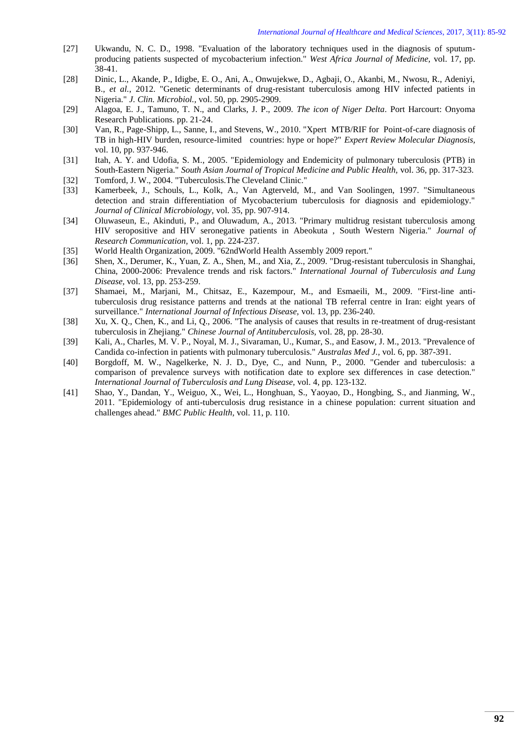[27] Ukwandu, N. C. D., 1998. "Evaluation of the laboratory techniques used in the diagnosis of sputum-producing patients suspected of mycobacterium infection." *West Africa Journal of Medicine,* vol. 17, pp. 38-41.

[28] Dinic, L., Akande, P., Idigbe, E. O., Ani, A., Onwujekwe, D., Agbaji, O., Akanbi, M., Nwosu, R., Adeniyi, B., *et al.*, 2012. "Genetic determinants of drug-resistant tuberculosis among HIV infected patients in Nigeria." *J. Clin. Microbiol.,* vol. 50, pp. 2905-2909.

[29] Alagoa, E. J., Tamuno, T. N., and Clarks, J. P., 2009. *The icon of Niger Delta*. Port Harcourt: Onyoma Research Publications. pp. 21-24.

[30] Van, R., Page-Shipp, L., Sanne, I., and Stevens, W., 2010. "Xpert MTB/RIF for Point-of-care diagnosis of TB in high-HIV burden, resource-limited countries: hype or hope?" *Expert Review Molecular Diagnosis,* vol. 10, pp. 937-946.

[31] Itah, A. Y. and Udofia, S. M., 2005. "Epidemiology and Endemicity of pulmonary tuberculosis (PTB) in South-Eastern Nigeria." *South Asian Journal of Tropical Medicine and Public Health,* vol. 36, pp. 317-323.

[32] Tomford, J. W., 2004. "Tuberculosis.The Cleveland Clinic."

[33] Kamerbeek, J., Schouls, L., Kolk, A., Van Agterveld, M., and Van Soolingen, 1997. "Simultaneous detection and strain differentiation of Mycobacterium tuberculosis for diagnosis and epidemiology." *Journal of Clinical Microbiology,* vol. 35, pp. 907-914.

[34] Oluwaseun, E., Akinduti, P., and Oluwadum, A., 2013. "Primary multidrug resistant tuberculosis among HIV seropositive and HIV seronegative patients in Abeokuta , South Western Nigeria." *Journal of Research Communication,* vol. 1, pp. 224-237.

[35] World Health Organization, 2009. "62ndWorld Health Assembly 2009 report."

[36] Shen, X., Derumer, K., Yuan, Z. A., Shen, M., and Xia, Z., 2009. "Drug-resistant tuberculosis in Shanghai, China, 2000-2006: Prevalence trends and risk factors." *International Journal of Tuberculosis and Lung Disease,* vol. 13, pp. 253-259.

[37] Shamaei, M., Marjani, M., Chitsaz, E., Kazempour, M., and Esmaeili, M., 2009. "First-line anti-tuberculosis drug resistance patterns and trends at the national TB referral centre in Iran: eight years of surveillance." *International Journal of Infectious Disease,* vol. 13, pp. 236-240.

[38] Xu, X. Q., Chen, K., and Li, Q., 2006. "The analysis of causes that results in re-treatment of drug-resistant tuberculosis in Zhejiang." *Chinese Journal of Antituberculosis,* vol. 28, pp. 28-30.

[39] Kali, A., Charles, M. V. P., Noyal, M. J., Sivaraman, U., Kumar, S., and Easow, J. M., 2013. "Prevalence of Candida co-infection in patients with pulmonary tuberculosis." *Australas Med J.,* vol. 6, pp. 387-391.

[40] Borgdoff, M. W., Nagelkerke, N. J. D., Dye, C., and Nunn, P., 2000. "Gender and tuberculosis: a comparison of prevalence surveys with notification date to explore sex differences in case detection." *International Journal of Tuberculosis and Lung Disease,* vol. 4, pp. 123-132.

[41] Shao, Y., Dandan, Y., Weiguo, X., Wei, L., Honghuan, S., Yaoyao, D., Hongbing, S., and Jianming, W., 2011. "Epidemiology of anti-tuberculosis drug resistance in a chinese population: current situation and challenges ahead." *BMC Public Health,* vol. 11, p. 110.